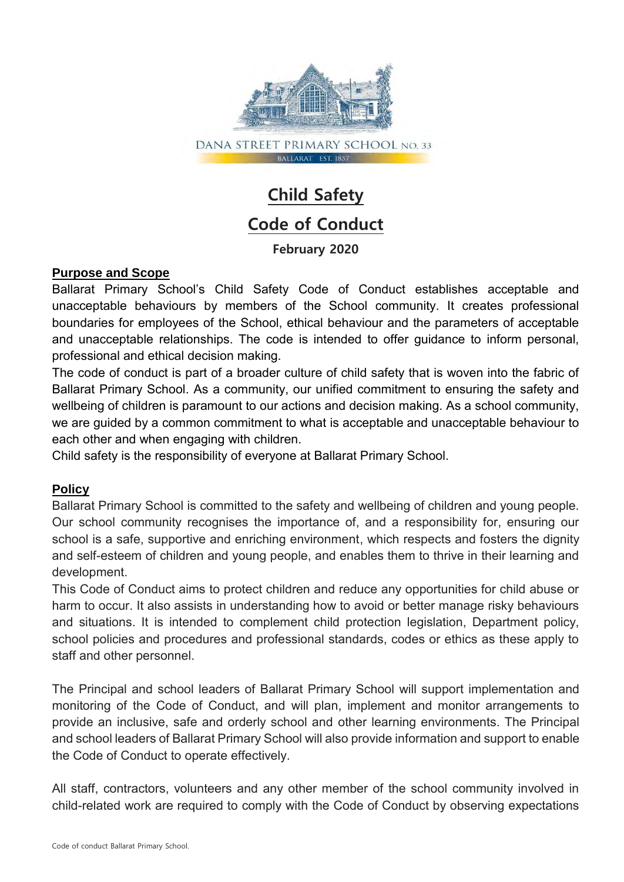DANA STREET PRIMARY SCHOOL NO. 33

BALLARAT EST. 1857

# Child Safety

# Code of Conduct

**February 2020**

## Purpose and Scope

Ballarat Primary School's Child Safety Code of Conduct establishes acceptable and unacceptable behaviours by members of the School community. It creates professional boundaries for employees of the School, ethical behaviour and the parameters of acceptable and unacceptable relationships. The code is intended to offer guidance to inform personal, professional and ethical decision making.

The code of conduct is part of a broader culture of child safety that is woven into the fabric of Ballarat Primary School. As a community, our unified commitment to ensuring the safety and wellbeing of children is paramount to our actions and decision making. As a school community, we are guided by a common commitment to what is acceptable and unacceptable behaviour to each other and when engaging with children.

Child safety is the responsibility of everyone at Ballarat Primary School.

## Policy

Ballarat Primary School is committed to the safety and wellbeing of children and young people. Our school community recognises the importance of, and a responsibility for, ensuring our school is a safe, supportive and enriching environment, which respects and fosters the dignity and self-esteem of children and young people, and enables them to thrive in their learning and development.

This Code of Conduct aims to protect children and reduce any opportunities for child abuse or harm to occur. It also assists in understanding how to avoid or better manage risky behaviours and situations. It is intended to complement child protection legislation, Department policy, school policies and procedures and professional standards, codes or ethics as these apply to staff and other personnel.

The Principal and school leaders of Ballarat Primary School will support implementation and monitoring of the Code of Conduct, and will plan, implement and monitor arrangements to provide an inclusive, safe and orderly school and other learning environments. The Principal and school leaders of Ballarat Primary School will also provide information and support to enable the Code of Conduct to operate effectively.

All staff, contractors, volunteers and any other member of the school community involved in child-related work are required to comply with the Code of Conduct by observing expectations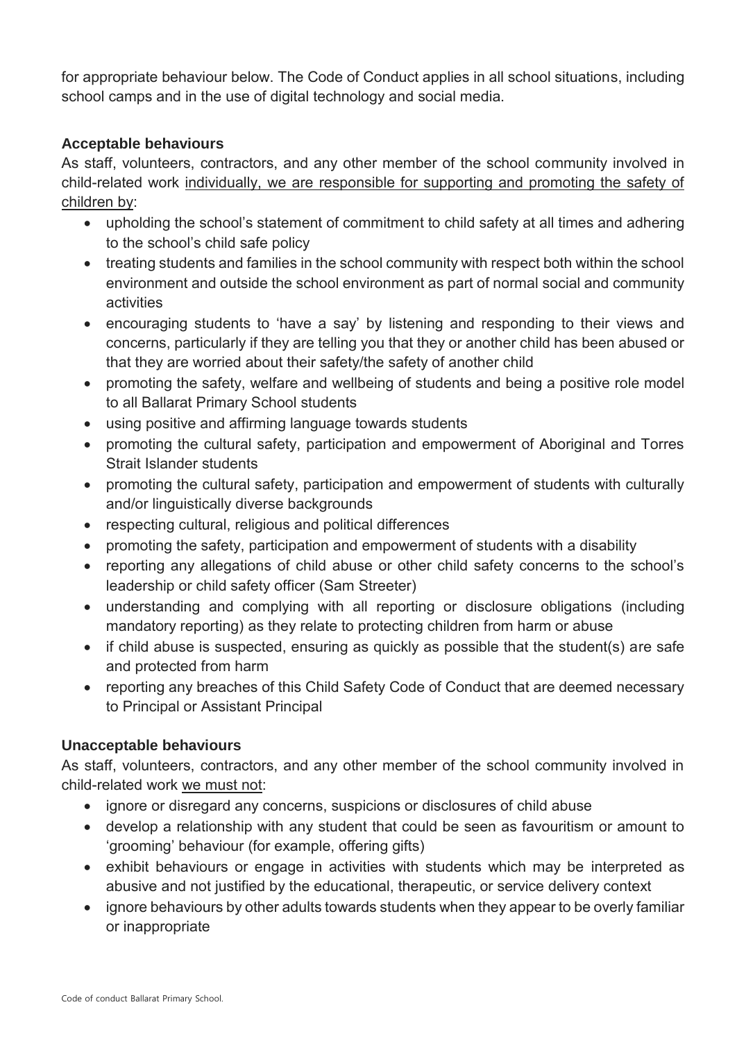for appropriate behaviour below. The Code of Conduct applies in all school situations, including school camps and in the use of digital technology and social media.

**Acceptable behaviours**

As staff, volunteers, contractors, and any other member of the school community involved in child-related work <u>individually, we are responsible for supporting and promoting the safety of children by</u>:

- upholding the school's statement of commitment to child safety at all times and adhering to the school's child safe policy
- treating students and families in the school community with respect both within the school environment and outside the school environment as part of normal social and community activities
- encouraging students to 'have a say' by listening and responding to their views and concerns, particularly if they are telling you that they or another child has been abused or that they are worried about their safety/the safety of another child
- promoting the safety, welfare and wellbeing of students and being a positive role model to all Ballarat Primary School students
- using positive and affirming language towards students
- promoting the cultural safety, participation and empowerment of Aboriginal and Torres Strait Islander students
- promoting the cultural safety, participation and empowerment of students with culturally and/or linguistically diverse backgrounds
- respecting cultural, religious and political differences
- promoting the safety, participation and empowerment of students with a disability
- reporting any allegations of child abuse or other child safety concerns to the school's leadership or child safety officer (Sam Streeter)
- understanding and complying with all reporting or disclosure obligations (including mandatory reporting) as they relate to protecting children from harm or abuse
- if child abuse is suspected, ensuring as quickly as possible that the student(s) are safe and protected from harm
- reporting any breaches of this Child Safety Code of Conduct that are deemed necessary to Principal or Assistant Principal

**Unacceptable behaviours**

As staff, volunteers, contractors, and any other member of the school community involved in child-related work <u>we must not</u>:

- ignore or disregard any concerns, suspicions or disclosures of child abuse
- develop a relationship with any student that could be seen as favouritism or amount to 'grooming' behaviour (for example, offering gifts)
- exhibit behaviours or engage in activities with students which may be interpreted as abusive and not justified by the educational, therapeutic, or service delivery context
- ignore behaviours by other adults towards students when they appear to be overly familiar or inappropriate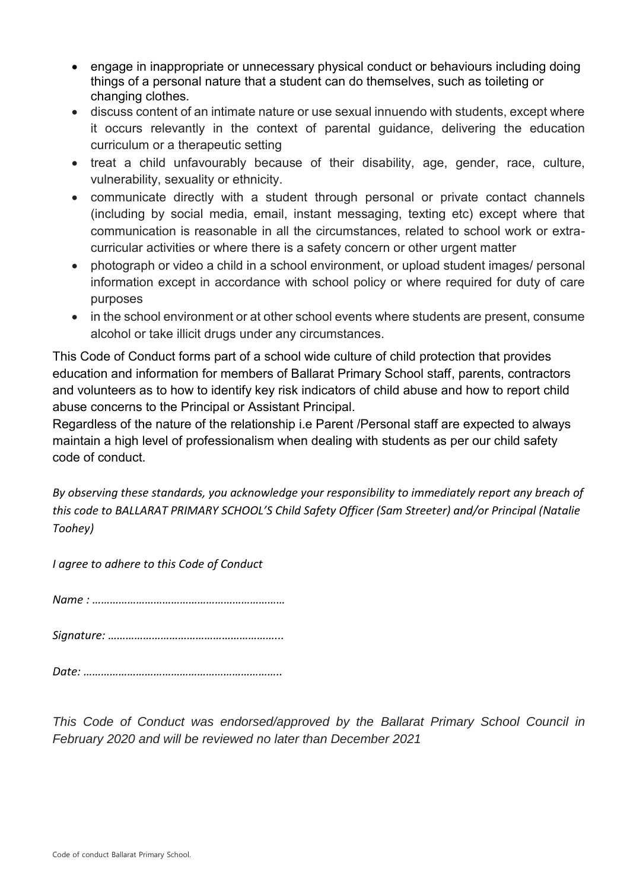- engage in inappropriate or unnecessary physical conduct or behaviours including doing things of a personal nature that a student can do themselves, such as toileting or changing clothes.
- discuss content of an intimate nature or use sexual innuendo with students, except where it occurs relevantly in the context of parental guidance, delivering the education curriculum or a therapeutic setting
- treat a child unfavourably because of their disability, age, gender, race, culture, vulnerability, sexuality or ethnicity.
- communicate directly with a student through personal or private contact channels (including by social media, email, instant messaging, texting etc) except where that communication is reasonable in all the circumstances, related to school work or extra-curricular activities or where there is a safety concern or other urgent matter
- photograph or video a child in a school environment, or upload student images/ personal information except in accordance with school policy or where required for duty of care purposes
- in the school environment or at other school events where students are present, consume alcohol or take illicit drugs under any circumstances.

This Code of Conduct forms part of a school wide culture of child protection that provides education and information for members of Ballarat Primary School staff, parents, contractors and volunteers as to how to identify key risk indicators of child abuse and how to report child abuse concerns to the Principal or Assistant Principal.
Regardless of the nature of the relationship i.e Parent /Personal staff are expected to always maintain a high level of professionalism when dealing with students as per our child safety code of conduct.

*By observing these standards, you acknowledge your responsibility to immediately report any breach of this code to BALLARAT PRIMARY SCHOOL'S Child Safety Officer (Sam Streeter) and/or Principal (Natalie Toohey)*

*I agree to adhere to this Code of Conduct*

*Name : …………………………………………………………*

*Signature: …………………………………………………..*

*Date: …………………………………………………………..*

*This Code of Conduct was endorsed/approved by the Ballarat Primary School Council in February 2020 and will be reviewed no later than December 2021*